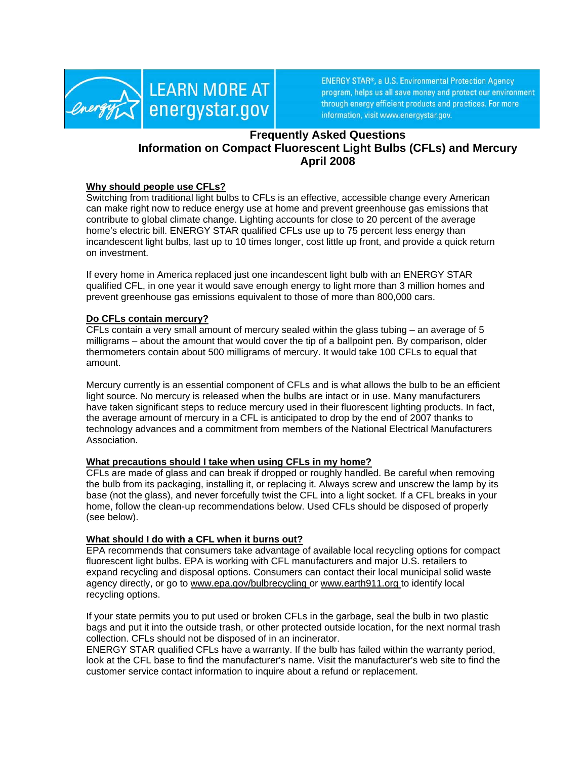LEARN MORE AT energystar.gov

ENERGY STAR®, a U.S. Environmental Protection Agency program, helps us all save money and protect our environment through energy efficient products and practices. For more information, visit www.energystar.gov.

# Frequently Asked Questions
# Information on Compact Fluorescent Light Bulbs (CFLs) and Mercury
# April 2008

## Why should people use CFLs?

Switching from traditional light bulbs to CFLs is an effective, accessible change every American can make right now to reduce energy use at home and prevent greenhouse gas emissions that contribute to global climate change. Lighting accounts for close to 20 percent of the average home's electric bill. ENERGY STAR qualified CFLs use up to 75 percent less energy than incandescent light bulbs, last up to 10 times longer, cost little up front, and provide a quick return on investment.

If every home in America replaced just one incandescent light bulb with an ENERGY STAR qualified CFL, in one year it would save enough energy to light more than 3 million homes and prevent greenhouse gas emissions equivalent to those of more than 800,000 cars.

## Do CFLs contain mercury?

CFLs contain a very small amount of mercury sealed within the glass tubing – an average of 5 milligrams – about the amount that would cover the tip of a ballpoint pen. By comparison, older thermometers contain about 500 milligrams of mercury. It would take 100 CFLs to equal that amount.

Mercury currently is an essential component of CFLs and is what allows the bulb to be an efficient light source. No mercury is released when the bulbs are intact or in use. Many manufacturers have taken significant steps to reduce mercury used in their fluorescent lighting products. In fact, the average amount of mercury in a CFL is anticipated to drop by the end of 2007 thanks to technology advances and a commitment from members of the National Electrical Manufacturers Association.

## What precautions should I take when using CFLs in my home?

CFLs are made of glass and can break if dropped or roughly handled. Be careful when removing the bulb from its packaging, installing it, or replacing it. Always screw and unscrew the lamp by its base (not the glass), and never forcefully twist the CFL into a light socket. If a CFL breaks in your home, follow the clean-up recommendations below. Used CFLs should be disposed of properly (see below).

## What should I do with a CFL when it burns out?

EPA recommends that consumers take advantage of available local recycling options for compact fluorescent light bulbs. EPA is working with CFL manufacturers and major U.S. retailers to expand recycling and disposal options. Consumers can contact their local municipal solid waste agency directly, or go to www.epa.gov/bulbrecycling or www.earth911.org to identify local recycling options.

If your state permits you to put used or broken CFLs in the garbage, seal the bulb in two plastic bags and put it into the outside trash, or other protected outside location, for the next normal trash collection. CFLs should not be disposed of in an incinerator.

ENERGY STAR qualified CFLs have a warranty. If the bulb has failed within the warranty period, look at the CFL base to find the manufacturer's name. Visit the manufacturer's web site to find the customer service contact information to inquire about a refund or replacement.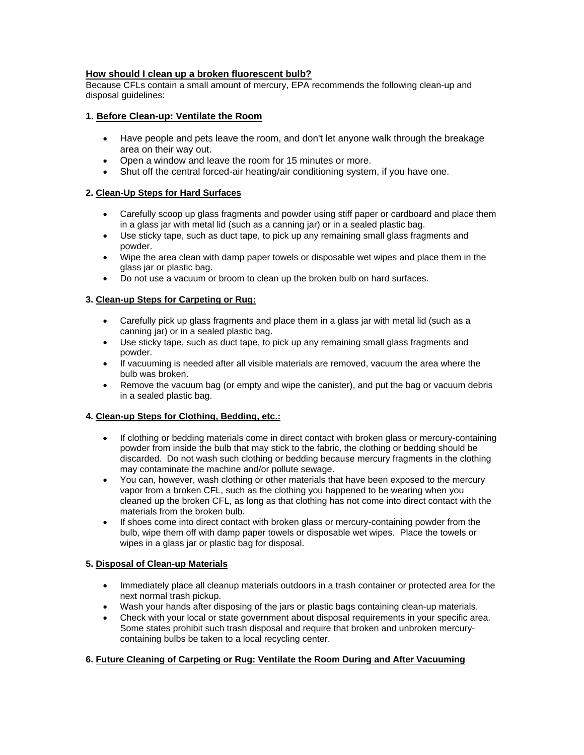**How should I clean up a broken fluorescent bulb?**

Because CFLs contain a small amount of mercury, EPA recommends the following clean-up and disposal guidelines:

**1. Before Clean-up: Ventilate the Room**

- Have people and pets leave the room, and don't let anyone walk through the breakage area on their way out.
- Open a window and leave the room for 15 minutes or more.
- Shut off the central forced-air heating/air conditioning system, if you have one.

**2. Clean-Up Steps for Hard Surfaces**

- Carefully scoop up glass fragments and powder using stiff paper or cardboard and place them in a glass jar with metal lid (such as a canning jar) or in a sealed plastic bag.
- Use sticky tape, such as duct tape, to pick up any remaining small glass fragments and powder.
- Wipe the area clean with damp paper towels or disposable wet wipes and place them in the glass jar or plastic bag.
- Do not use a vacuum or broom to clean up the broken bulb on hard surfaces.

**3. Clean-up Steps for Carpeting or Rug:**

- Carefully pick up glass fragments and place them in a glass jar with metal lid (such as a canning jar) or in a sealed plastic bag.
- Use sticky tape, such as duct tape, to pick up any remaining small glass fragments and powder.
- If vacuuming is needed after all visible materials are removed, vacuum the area where the bulb was broken.
- Remove the vacuum bag (or empty and wipe the canister), and put the bag or vacuum debris in a sealed plastic bag.

**4. Clean-up Steps for Clothing, Bedding, etc.:**

- If clothing or bedding materials come in direct contact with broken glass or mercury-containing powder from inside the bulb that may stick to the fabric, the clothing or bedding should be discarded. Do not wash such clothing or bedding because mercury fragments in the clothing may contaminate the machine and/or pollute sewage.
- You can, however, wash clothing or other materials that have been exposed to the mercury vapor from a broken CFL, such as the clothing you happened to be wearing when you cleaned up the broken CFL, as long as that clothing has not come into direct contact with the materials from the broken bulb.
- If shoes come into direct contact with broken glass or mercury-containing powder from the bulb, wipe them off with damp paper towels or disposable wet wipes. Place the towels or wipes in a glass jar or plastic bag for disposal.

**5. Disposal of Clean-up Materials**

- Immediately place all cleanup materials outdoors in a trash container or protected area for the next normal trash pickup.
- Wash your hands after disposing of the jars or plastic bags containing clean-up materials.
- Check with your local or state government about disposal requirements in your specific area. Some states prohibit such trash disposal and require that broken and unbroken mercury-containing bulbs be taken to a local recycling center.

**6. Future Cleaning of Carpeting or Rug: Ventilate the Room During and After Vacuuming**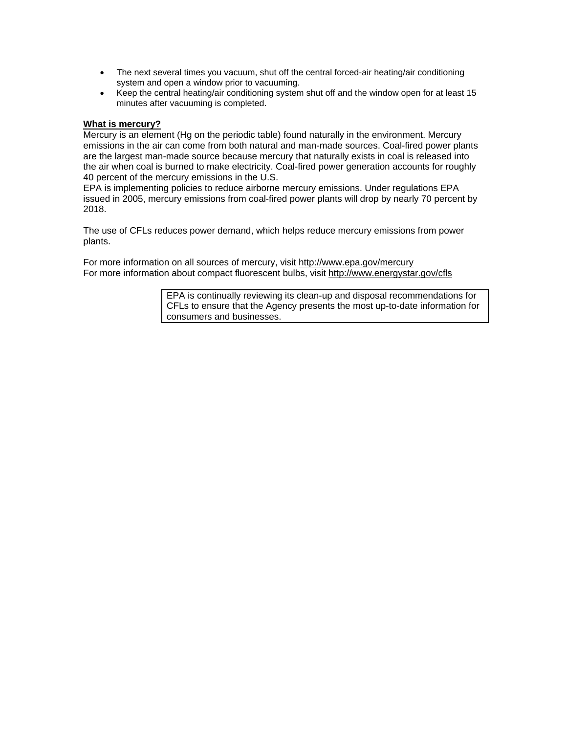- The next several times you vacuum, shut off the central forced-air heating/air conditioning system and open a window prior to vacuuming.
- Keep the central heating/air conditioning system shut off and the window open for at least 15 minutes after vacuuming is completed.

**What is mercury?**

Mercury is an element (Hg on the periodic table) found naturally in the environment. Mercury emissions in the air can come from both natural and man-made sources. Coal-fired power plants are the largest man-made source because mercury that naturally exists in coal is released into the air when coal is burned to make electricity. Coal-fired power generation accounts for roughly 40 percent of the mercury emissions in the U.S.

EPA is implementing policies to reduce airborne mercury emissions. Under regulations EPA issued in 2005, mercury emissions from coal-fired power plants will drop by nearly 70 percent by 2018.

The use of CFLs reduces power demand, which helps reduce mercury emissions from power plants.

For more information on all sources of mercury, visit http://www.epa.gov/mercury
For more information about compact fluorescent bulbs, visit http://www.energystar.gov/cfls

> EPA is continually reviewing its clean-up and disposal recommendations for CFLs to ensure that the Agency presents the most up-to-date information for consumers and businesses.